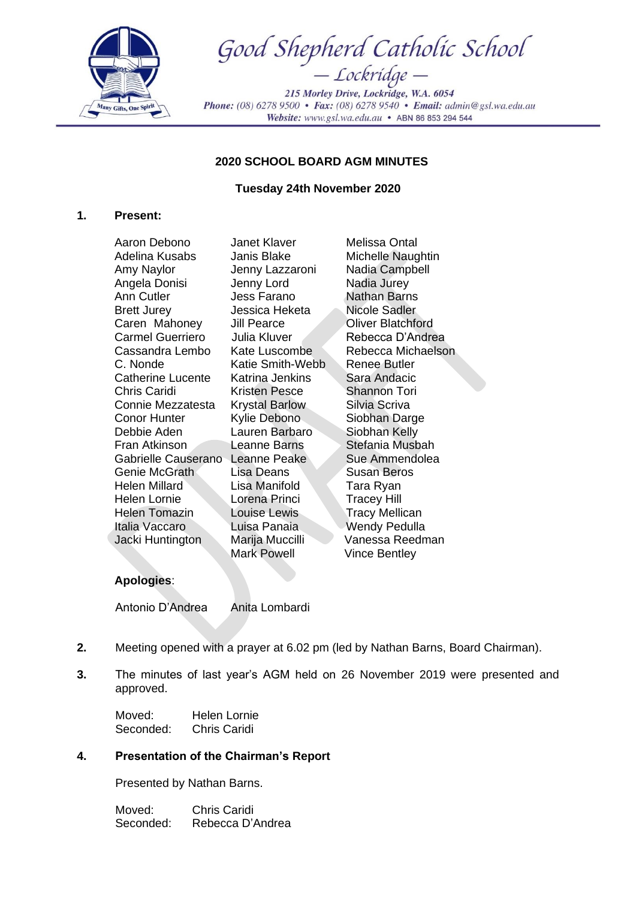Good Shepherd Catholic School
— Lockridge —

215 Morley Drive, Lockridge, W.A. 6054
Phone: (08) 6278 9500 • Fax: (08) 6278 9540 • Email: admin@gsl.wa.edu.au
Website: www.gsl.wa.edu.au • ABN 86 853 294 544

## 2020 SCHOOL BOARD AGM MINUTES

**Tuesday 24th November 2020**

**1. Present:**

| | | |
|---|---|---|
| Aaron Debono | Janet Klaver | Melissa Ontal |
| Adelina Kusabs | Janis Blake | Michelle Naughtin |
| Amy Naylor | Jenny Lazzaroni | Nadia Campbell |
| Angela Donisi | Jenny Lord | Nadia Jurey |
| Ann Cutler | Jess Farano | Nathan Barns |
| Brett Jurey | Jessica Heketa | Nicole Sadler |
| Caren Mahoney | Jill Pearce | Oliver Blatchford |
| Carmel Guerriero | Julia Kluver | Rebecca D'Andrea |
| Cassandra Lembo | Kate Luscombe | Rebecca Michaelson |
| C. Nonde | Katie Smith-Webb | Renee Butler |
| Catherine Lucente | Katrina Jenkins | Sara Andacic |
| Chris Caridi | Kristen Pesce | Shannon Tori |
| Connie Mezzatesta | Krystal Barlow | Silvia Scriva |
| Conor Hunter | Kylie Debono | Siobhan Darge |
| Debbie Aden | Lauren Barbaro | Siobhan Kelly |
| Fran Atkinson | Leanne Barns | Stefania Musbah |
| Gabrielle Causerano | Leanne Peake | Sue Ammendolea |
| Genie McGrath | Lisa Deans | Susan Beros |
| Helen Millard | Lisa Manifold | Tara Ryan |
| Helen Lornie | Lorena Princi | Tracey Hill |
| Helen Tomazin | Louise Lewis | Tracy Mellican |
| Italia Vaccaro | Luisa Panaia | Wendy Pedulla |
| Jacki Huntington | Marija Muccilli | Vanessa Reedman |
| | Mark Powell | Vince Bentley |

**Apologies**:

Antonio D'Andrea Anita Lombardi

**2.** Meeting opened with a prayer at 6.02 pm (led by Nathan Barns, Board Chairman).

**3.** The minutes of last year's AGM held on 26 November 2019 were presented and approved.

Moved: Helen Lornie
Seconded: Chris Caridi

**4. Presentation of the Chairman's Report**

Presented by Nathan Barns.

Moved: Chris Caridi
Seconded: Rebecca D'Andrea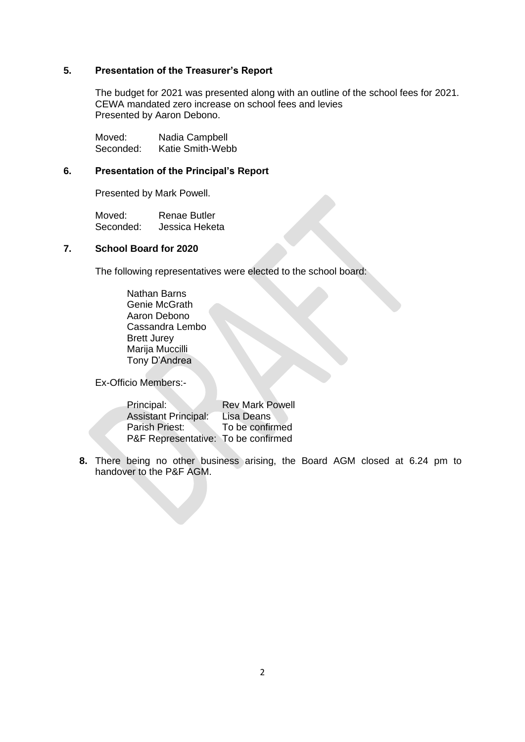## 5. Presentation of the Treasurer's Report

The budget for 2021 was presented along with an outline of the school fees for 2021. CEWA mandated zero increase on school fees and levies
Presented by Aaron Debono.

Moved: Nadia Campbell
Seconded: Katie Smith-Webb

## 6. Presentation of the Principal's Report

Presented by Mark Powell.

Moved: Renae Butler
Seconded: Jessica Heketa

## 7. School Board for 2020

The following representatives were elected to the school board:

- Nathan Barns
- Genie McGrath
- Aaron Debono
- Cassandra Lembo
- Brett Jurey
- Marija Muccilli
- Tony D'Andrea

Ex-Officio Members:-

| | |
|---|---|
| Principal: | Rev Mark Powell |
| Assistant Principal: | Lisa Deans |
| Parish Priest: | To be confirmed |
| P&F Representative: | To be confirmed |

**8.** There being no other business arising, the Board AGM closed at 6.24 pm to handover to the P&F AGM.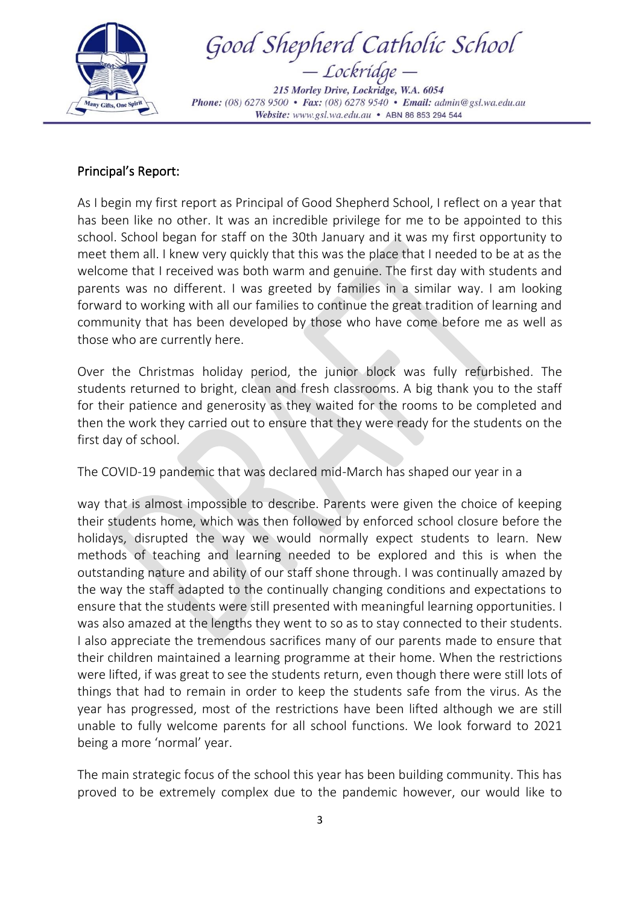## Principal's Report:

As I begin my first report as Principal of Good Shepherd School, I reflect on a year that has been like no other. It was an incredible privilege for me to be appointed to this school. School began for staff on the 30th January and it was my first opportunity to meet them all. I knew very quickly that this was the place that I needed to be at as the welcome that I received was both warm and genuine. The first day with students and parents was no different. I was greeted by families in a similar way. I am looking forward to working with all our families to continue the great tradition of learning and community that has been developed by those who have come before me as well as those who are currently here.

Over the Christmas holiday period, the junior block was fully refurbished. The students returned to bright, clean and fresh classrooms. A big thank you to the staff for their patience and generosity as they waited for the rooms to be completed and then the work they carried out to ensure that they were ready for the students on the first day of school.

The COVID-19 pandemic that was declared mid-March has shaped our year in a way that is almost impossible to describe. Parents were given the choice of keeping their students home, which was then followed by enforced school closure before the holidays, disrupted the way we would normally expect students to learn. New methods of teaching and learning needed to be explored and this is when the outstanding nature and ability of our staff shone through. I was continually amazed by the way the staff adapted to the continually changing conditions and expectations to ensure that the students were still presented with meaningful learning opportunities. I was also amazed at the lengths they went to so as to stay connected to their students. I also appreciate the tremendous sacrifices many of our parents made to ensure that their children maintained a learning programme at their home. When the restrictions were lifted, if was great to see the students return, even though there were still lots of things that had to remain in order to keep the students safe from the virus. As the year has progressed, most of the restrictions have been lifted although we are still unable to fully welcome parents for all school functions. We look forward to 2021 being a more 'normal' year.

The main strategic focus of the school this year has been building community. This has proved to be extremely complex due to the pandemic however, our would like to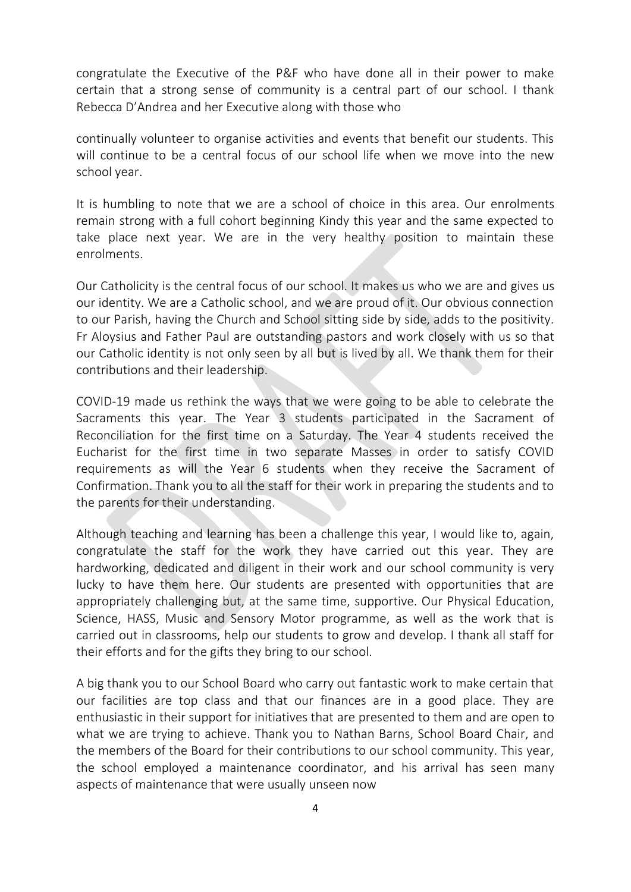congratulate the Executive of the P&F who have done all in their power to make certain that a strong sense of community is a central part of our school. I thank Rebecca D'Andrea and her Executive along with those who

continually volunteer to organise activities and events that benefit our students. This will continue to be a central focus of our school life when we move into the new school year.

It is humbling to note that we are a school of choice in this area. Our enrolments remain strong with a full cohort beginning Kindy this year and the same expected to take place next year. We are in the very healthy position to maintain these enrolments.

Our Catholicity is the central focus of our school. It makes us who we are and gives us our identity. We are a Catholic school, and we are proud of it. Our obvious connection to our Parish, having the Church and School sitting side by side, adds to the positivity. Fr Aloysius and Father Paul are outstanding pastors and work closely with us so that our Catholic identity is not only seen by all but is lived by all. We thank them for their contributions and their leadership.

COVID-19 made us rethink the ways that we were going to be able to celebrate the Sacraments this year. The Year 3 students participated in the Sacrament of Reconciliation for the first time on a Saturday. The Year 4 students received the Eucharist for the first time in two separate Masses in order to satisfy COVID requirements as will the Year 6 students when they receive the Sacrament of Confirmation. Thank you to all the staff for their work in preparing the students and to the parents for their understanding.

Although teaching and learning has been a challenge this year, I would like to, again, congratulate the staff for the work they have carried out this year. They are hardworking, dedicated and diligent in their work and our school community is very lucky to have them here. Our students are presented with opportunities that are appropriately challenging but, at the same time, supportive. Our Physical Education, Science, HASS, Music and Sensory Motor programme, as well as the work that is carried out in classrooms, help our students to grow and develop. I thank all staff for their efforts and for the gifts they bring to our school.

A big thank you to our School Board who carry out fantastic work to make certain that our facilities are top class and that our finances are in a good place. They are enthusiastic in their support for initiatives that are presented to them and are open to what we are trying to achieve. Thank you to Nathan Barns, School Board Chair, and the members of the Board for their contributions to our school community. This year, the school employed a maintenance coordinator, and his arrival has seen many aspects of maintenance that were usually unseen now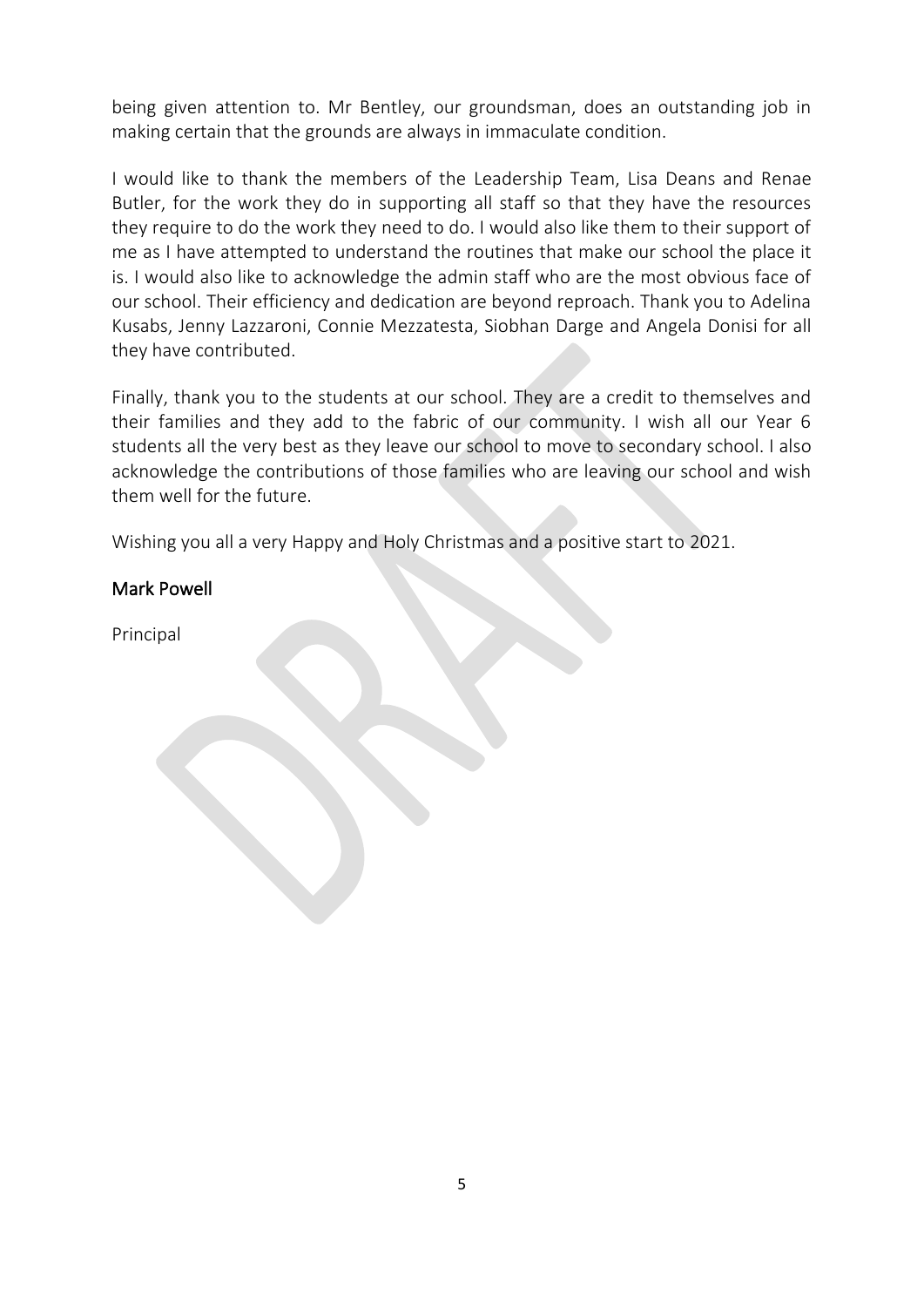being given attention to. Mr Bentley, our groundsman, does an outstanding job in making certain that the grounds are always in immaculate condition.

I would like to thank the members of the Leadership Team, Lisa Deans and Renae Butler, for the work they do in supporting all staff so that they have the resources they require to do the work they need to do. I would also like them to their support of me as I have attempted to understand the routines that make our school the place it is. I would also like to acknowledge the admin staff who are the most obvious face of our school. Their efficiency and dedication are beyond reproach. Thank you to Adelina Kusabs, Jenny Lazzaroni, Connie Mezzatesta, Siobhan Darge and Angela Donisi for all they have contributed.

Finally, thank you to the students at our school. They are a credit to themselves and their families and they add to the fabric of our community. I wish all our Year 6 students all the very best as they leave our school to move to secondary school. I also acknowledge the contributions of those families who are leaving our school and wish them well for the future.

Wishing you all a very Happy and Holy Christmas and a positive start to 2021.

Mark Powell

Principal

DRAFT